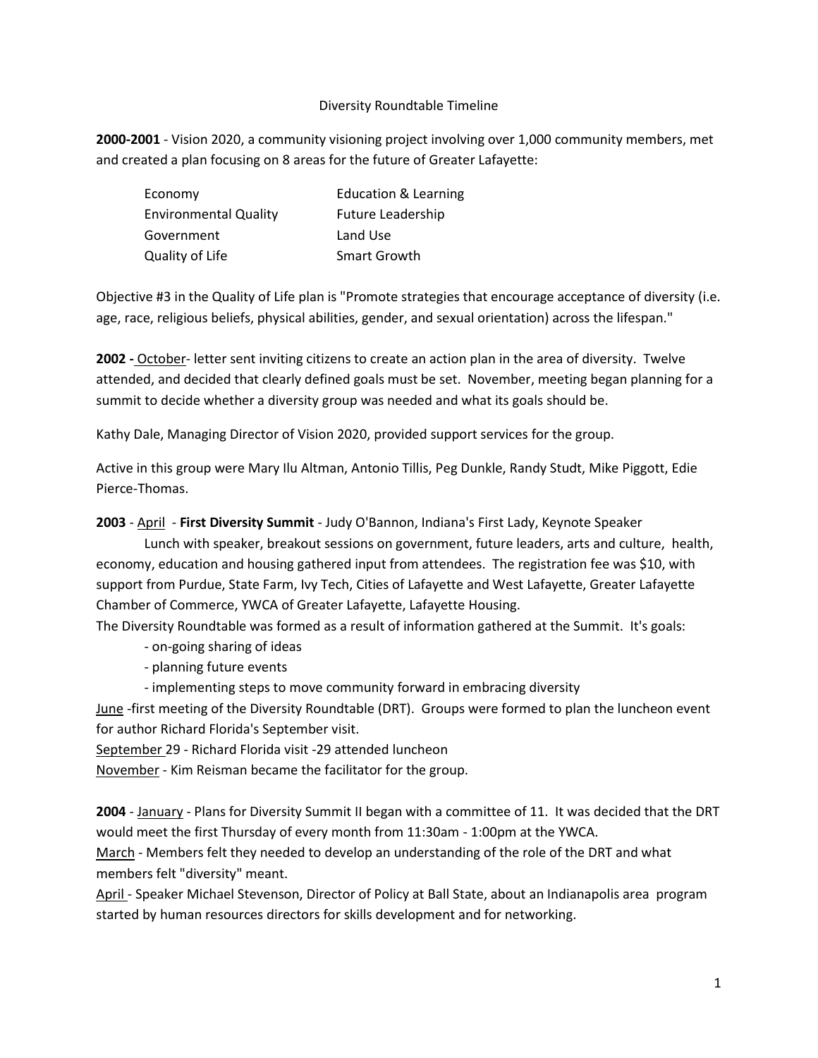# Diversity Roundtable Timeline

**2000-2001** - Vision 2020, a community visioning project involving over 1,000 community members, met and created a plan focusing on 8 areas for the future of Greater Lafayette:

| | |
|---|---|
| Economy | Education & Learning |
| Environmental Quality | Future Leadership |
| Government | Land Use |
| Quality of Life | Smart Growth |

Objective #3 in the Quality of Life plan is "Promote strategies that encourage acceptance of diversity (i.e. age, race, religious beliefs, physical abilities, gender, and sexual orientation) across the lifespan."

**2002 -** October- letter sent inviting citizens to create an action plan in the area of diversity. Twelve attended, and decided that clearly defined goals must be set. November, meeting began planning for a summit to decide whether a diversity group was needed and what its goals should be.

Kathy Dale, Managing Director of Vision 2020, provided support services for the group.

Active in this group were Mary Ilu Altman, Antonio Tillis, Peg Dunkle, Randy Studt, Mike Piggott, Edie Pierce-Thomas.

**2003** - April - **First Diversity Summit** - Judy O'Bannon, Indiana's First Lady, Keynote Speaker

Lunch with speaker, breakout sessions on government, future leaders, arts and culture, health, economy, education and housing gathered input from attendees. The registration fee was $10, with support from Purdue, State Farm, Ivy Tech, Cities of Lafayette and West Lafayette, Greater Lafayette Chamber of Commerce, YWCA of Greater Lafayette, Lafayette Housing.

The Diversity Roundtable was formed as a result of information gathered at the Summit. It's goals:

- on-going sharing of ideas
- planning future events
- implementing steps to move community forward in embracing diversity

June -first meeting of the Diversity Roundtable (DRT). Groups were formed to plan the luncheon event for author Richard Florida's September visit.

September 29 - Richard Florida visit -29 attended luncheon

November - Kim Reisman became the facilitator for the group.

**2004** - January - Plans for Diversity Summit II began with a committee of 11. It was decided that the DRT would meet the first Thursday of every month from 11:30am - 1:00pm at the YWCA.

March - Members felt they needed to develop an understanding of the role of the DRT and what members felt "diversity" meant.

April - Speaker Michael Stevenson, Director of Policy at Ball State, about an Indianapolis area program started by human resources directors for skills development and for networking.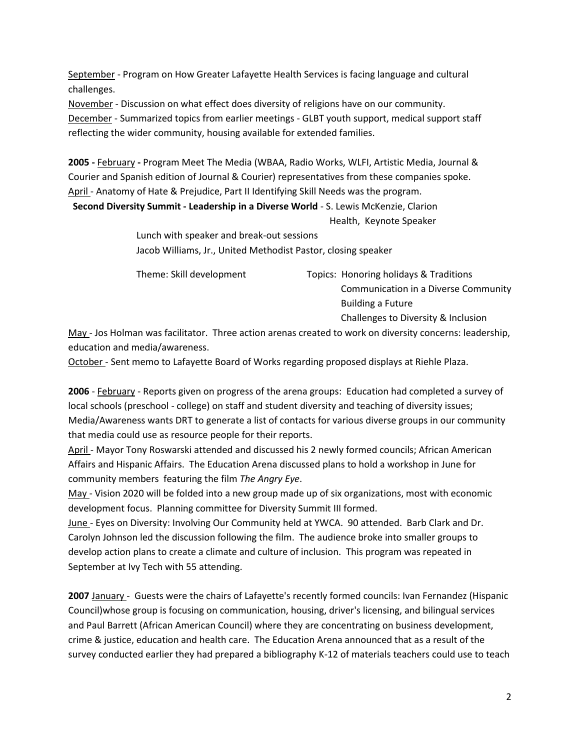<u>September</u> - Program on How Greater Lafayette Health Services is facing language and cultural challenges.
<u>November</u> - Discussion on what effect does diversity of religions have on our community.
<u>December</u> - Summarized topics from earlier meetings - GLBT youth support, medical support staff reflecting the wider community, housing available for extended families.

**2005 -** <u>February</u> **-** Program Meet The Media (WBAA, Radio Works, WLFI, Artistic Media, Journal & Courier and Spanish edition of Journal & Courier) representatives from these companies spoke.
<u>April</u> - Anatomy of Hate & Prejudice, Part II Identifying Skill Needs was the program.

**Second Diversity Summit - Leadership in a Diverse World** - S. Lewis McKenzie, Clarion Health, Keynote Speaker

Lunch with speaker and break-out sessions
Jacob Williams, Jr., United Methodist Pastor, closing speaker

Theme: Skill development

Topics: Honoring holidays & Traditions
Communication in a Diverse Community
Building a Future
Challenges to Diversity & Inclusion

<u>May</u> - Jos Holman was facilitator. Three action arenas created to work on diversity concerns: leadership, education and media/awareness.
<u>October</u> - Sent memo to Lafayette Board of Works regarding proposed displays at Riehle Plaza.

**2006** - <u>February</u> - Reports given on progress of the arena groups: Education had completed a survey of local schools (preschool - college) on staff and student diversity and teaching of diversity issues; Media/Awareness wants DRT to generate a list of contacts for various diverse groups in our community that media could use as resource people for their reports.
<u>April</u> - Mayor Tony Roswarski attended and discussed his 2 newly formed councils; African American Affairs and Hispanic Affairs. The Education Arena discussed plans to hold a workshop in June for community members featuring the film *The Angry Eye*.
<u>May</u> - Vision 2020 will be folded into a new group made up of six organizations, most with economic development focus. Planning committee for Diversity Summit III formed.
<u>June</u> - Eyes on Diversity: Involving Our Community held at YWCA. 90 attended. Barb Clark and Dr. Carolyn Johnson led the discussion following the film. The audience broke into smaller groups to develop action plans to create a climate and culture of inclusion. This program was repeated in September at Ivy Tech with 55 attending.

**2007** <u>January</u> - Guests were the chairs of Lafayette's recently formed councils: Ivan Fernandez (Hispanic Council)whose group is focusing on communication, housing, driver's licensing, and bilingual services and Paul Barrett (African American Council) where they are concentrating on business development, crime & justice, education and health care. The Education Arena announced that as a result of the survey conducted earlier they had prepared a bibliography K-12 of materials teachers could use to teach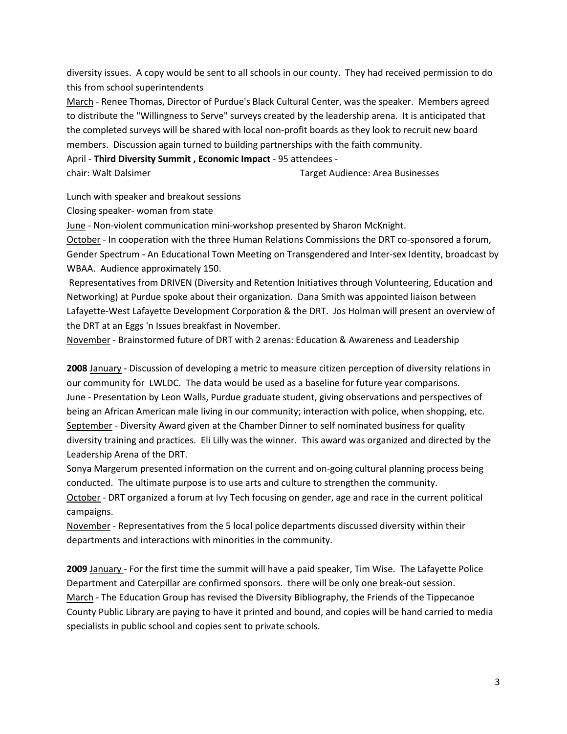diversity issues. A copy would be sent to all schools in our county. They had received permission to do this from school superintendents

<u>March</u> - Renee Thomas, Director of Purdue's Black Cultural Center, was the speaker. Members agreed to distribute the "Willingness to Serve" surveys created by the leadership arena. It is anticipated that the completed surveys will be shared with local non-profit boards as they look to recruit new board members. Discussion again turned to building partnerships with the faith community.

April - **Third Diversity Summit , Economic Impact** - 95 attendees -

chair: Walt Dalsimer                    Target Audience: Area Businesses

Lunch with speaker and breakout sessions

Closing speaker- woman from state

<u>June</u> - Non-violent communication mini-workshop presented by Sharon McKnight.

<u>October</u> - In cooperation with the three Human Relations Commissions the DRT co-sponsored a forum, Gender Spectrum - An Educational Town Meeting on Transgendered and Inter-sex Identity, broadcast by WBAA. Audience approximately 150.

Representatives from DRIVEN (Diversity and Retention Initiatives through Volunteering, Education and Networking) at Purdue spoke about their organization. Dana Smith was appointed liaison between Lafayette-West Lafayette Development Corporation & the DRT. Jos Holman will present an overview of the DRT at an Eggs 'n Issues breakfast in November.

<u>November</u> - Brainstormed future of DRT with 2 arenas: Education & Awareness and Leadership

**2008** <u>January</u> - Discussion of developing a metric to measure citizen perception of diversity relations in our community for LWLDC. The data would be used as a baseline for future year comparisons.

<u>June</u> - Presentation by Leon Walls, Purdue graduate student, giving observations and perspectives of being an African American male living in our community; interaction with police, when shopping, etc.

<u>September</u> - Diversity Award given at the Chamber Dinner to self nominated business for quality diversity training and practices. Eli Lilly was the winner. This award was organized and directed by the Leadership Arena of the DRT.

Sonya Margerum presented information on the current and on-going cultural planning process being conducted. The ultimate purpose is to use arts and culture to strengthen the community.

<u>October</u> - DRT organized a forum at Ivy Tech focusing on gender, age and race in the current political campaigns.

<u>November</u> - Representatives from the 5 local police departments discussed diversity within their departments and interactions with minorities in the community.

**2009** <u>January</u> - For the first time the summit will have a paid speaker, Tim Wise. The Lafayette Police Department and Caterpillar are confirmed sponsors. there will be only one break-out session.

<u>March</u> - The Education Group has revised the Diversity Bibliography, the Friends of the Tippecanoe County Public Library are paying to have it printed and bound, and copies will be hand carried to media specialists in public school and copies sent to private schools.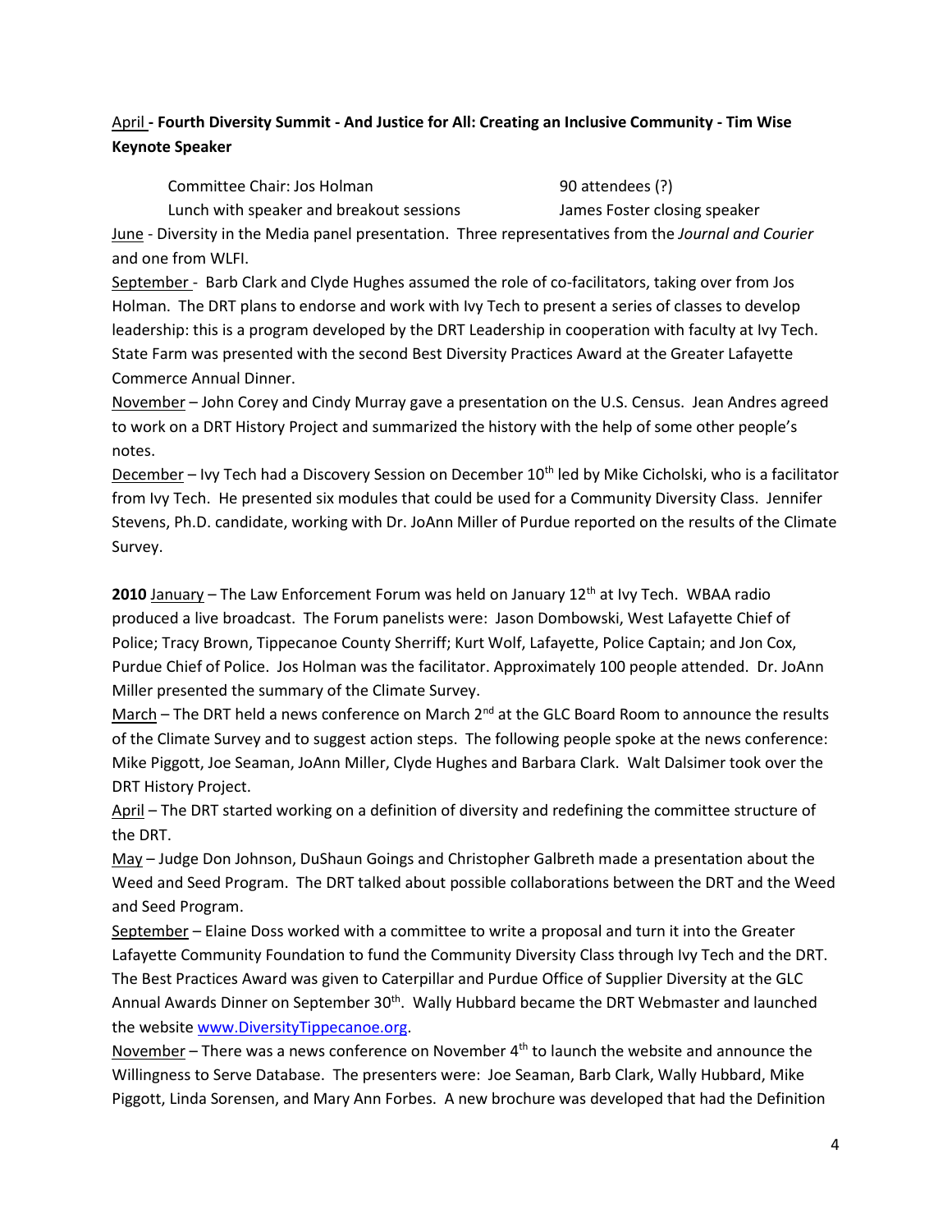April - **Fourth Diversity Summit - And Justice for All: Creating an Inclusive Community - Tim Wise Keynote Speaker**

Committee Chair: Jos Holman

90 attendees (?)

Lunch with speaker and breakout sessions

James Foster closing speaker

June - Diversity in the Media panel presentation. Three representatives from the *Journal and Courier* and one from WLFI.

September - Barb Clark and Clyde Hughes assumed the role of co-facilitators, taking over from Jos Holman. The DRT plans to endorse and work with Ivy Tech to present a series of classes to develop leadership: this is a program developed by the DRT Leadership in cooperation with faculty at Ivy Tech. State Farm was presented with the second Best Diversity Practices Award at the Greater Lafayette Commerce Annual Dinner.

November – John Corey and Cindy Murray gave a presentation on the U.S. Census. Jean Andres agreed to work on a DRT History Project and summarized the history with the help of some other people's notes.

December – Ivy Tech had a Discovery Session on December 10th led by Mike Cicholski, who is a facilitator from Ivy Tech. He presented six modules that could be used for a Community Diversity Class. Jennifer Stevens, Ph.D. candidate, working with Dr. JoAnn Miller of Purdue reported on the results of the Climate Survey.

**2010** January – The Law Enforcement Forum was held on January 12th at Ivy Tech. WBAA radio produced a live broadcast. The Forum panelists were: Jason Dombowski, West Lafayette Chief of Police; Tracy Brown, Tippecanoe County Sherriff; Kurt Wolf, Lafayette, Police Captain; and Jon Cox, Purdue Chief of Police. Jos Holman was the facilitator. Approximately 100 people attended. Dr. JoAnn Miller presented the summary of the Climate Survey.

March – The DRT held a news conference on March 2nd at the GLC Board Room to announce the results of the Climate Survey and to suggest action steps. The following people spoke at the news conference: Mike Piggott, Joe Seaman, JoAnn Miller, Clyde Hughes and Barbara Clark. Walt Dalsimer took over the DRT History Project.

April – The DRT started working on a definition of diversity and redefining the committee structure of the DRT.

May – Judge Don Johnson, DuShaun Goings and Christopher Galbreth made a presentation about the Weed and Seed Program. The DRT talked about possible collaborations between the DRT and the Weed and Seed Program.

September – Elaine Doss worked with a committee to write a proposal and turn it into the Greater Lafayette Community Foundation to fund the Community Diversity Class through Ivy Tech and the DRT. The Best Practices Award was given to Caterpillar and Purdue Office of Supplier Diversity at the GLC Annual Awards Dinner on September 30th. Wally Hubbard became the DRT Webmaster and launched the website www.DiversityTippecanoe.org.

November – There was a news conference on November 4th to launch the website and announce the Willingness to Serve Database. The presenters were: Joe Seaman, Barb Clark, Wally Hubbard, Mike Piggott, Linda Sorensen, and Mary Ann Forbes. A new brochure was developed that had the Definition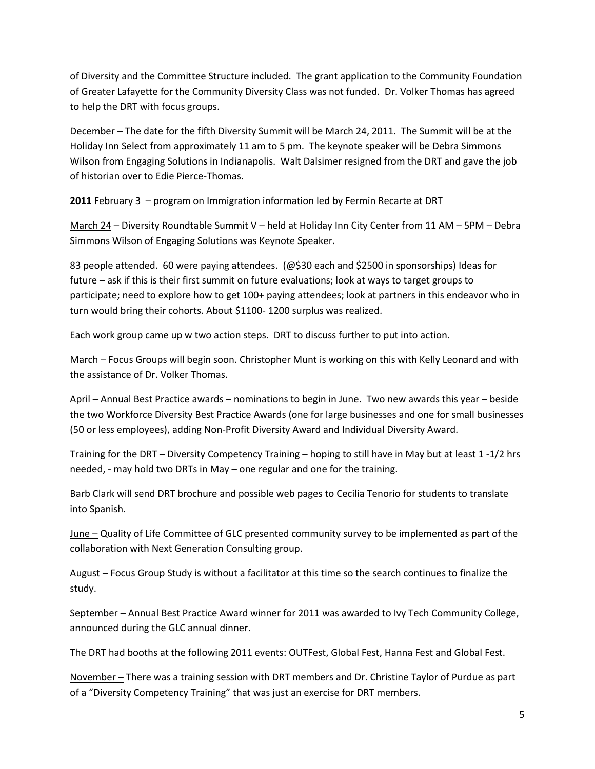of Diversity and the Committee Structure included. The grant application to the Community Foundation of Greater Lafayette for the Community Diversity Class was not funded. Dr. Volker Thomas has agreed to help the DRT with focus groups.

December – The date for the fifth Diversity Summit will be March 24, 2011. The Summit will be at the Holiday Inn Select from approximately 11 am to 5 pm. The keynote speaker will be Debra Simmons Wilson from Engaging Solutions in Indianapolis. Walt Dalsimer resigned from the DRT and gave the job of historian over to Edie Pierce-Thomas.

**2011** February 3 – program on Immigration information led by Fermin Recarte at DRT

March 24 – Diversity Roundtable Summit V – held at Holiday Inn City Center from 11 AM – 5PM – Debra Simmons Wilson of Engaging Solutions was Keynote Speaker.

83 people attended. 60 were paying attendees. (@$30 each and $2500 in sponsorships) Ideas for future – ask if this is their first summit on future evaluations; look at ways to target groups to participate; need to explore how to get 100+ paying attendees; look at partners in this endeavor who in turn would bring their cohorts. About $1100- 1200 surplus was realized.

Each work group came up w two action steps. DRT to discuss further to put into action.

March – Focus Groups will begin soon. Christopher Munt is working on this with Kelly Leonard and with the assistance of Dr. Volker Thomas.

April – Annual Best Practice awards – nominations to begin in June. Two new awards this year – beside the two Workforce Diversity Best Practice Awards (one for large businesses and one for small businesses (50 or less employees), adding Non-Profit Diversity Award and Individual Diversity Award.

Training for the DRT – Diversity Competency Training – hoping to still have in May but at least 1 -1/2 hrs needed, - may hold two DRTs in May – one regular and one for the training.

Barb Clark will send DRT brochure and possible web pages to Cecilia Tenorio for students to translate into Spanish.

June – Quality of Life Committee of GLC presented community survey to be implemented as part of the collaboration with Next Generation Consulting group.

August – Focus Group Study is without a facilitator at this time so the search continues to finalize the study.

September – Annual Best Practice Award winner for 2011 was awarded to Ivy Tech Community College, announced during the GLC annual dinner.

The DRT had booths at the following 2011 events: OUTFest, Global Fest, Hanna Fest and Global Fest.

November – There was a training session with DRT members and Dr. Christine Taylor of Purdue as part of a "Diversity Competency Training" that was just an exercise for DRT members.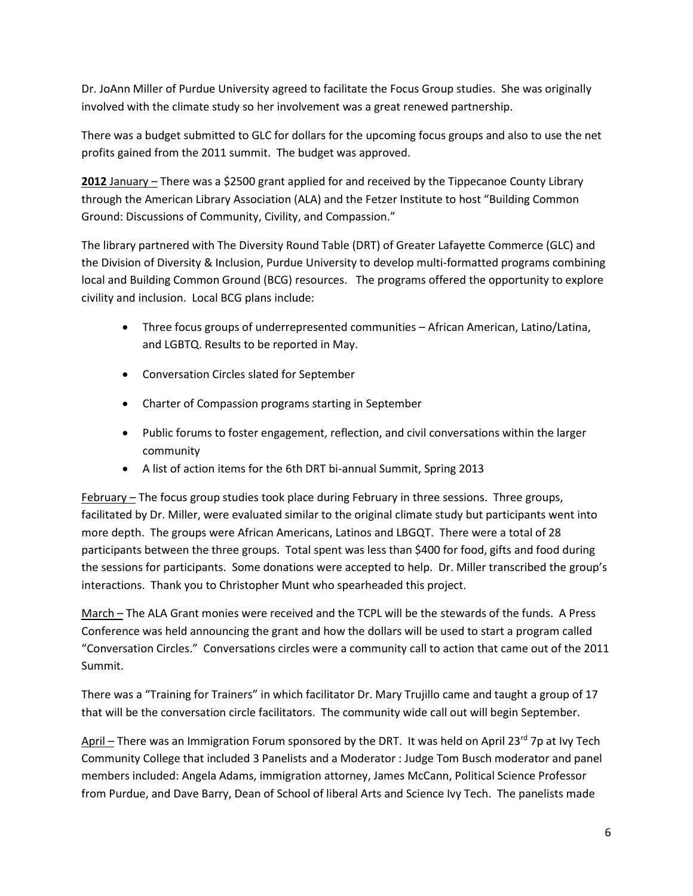Dr. JoAnn Miller of Purdue University agreed to facilitate the Focus Group studies. She was originally involved with the climate study so her involvement was a great renewed partnership.

There was a budget submitted to GLC for dollars for the upcoming focus groups and also to use the net profits gained from the 2011 summit. The budget was approved.

**2012** January – There was a $2500 grant applied for and received by the Tippecanoe County Library through the American Library Association (ALA) and the Fetzer Institute to host "Building Common Ground: Discussions of Community, Civility, and Compassion."

The library partnered with The Diversity Round Table (DRT) of Greater Lafayette Commerce (GLC) and the Division of Diversity & Inclusion, Purdue University to develop multi-formatted programs combining local and Building Common Ground (BCG) resources. The programs offered the opportunity to explore civility and inclusion. Local BCG plans include:

- Three focus groups of underrepresented communities – African American, Latino/Latina, and LGBTQ. Results to be reported in May.
- Conversation Circles slated for September
- Charter of Compassion programs starting in September
- Public forums to foster engagement, reflection, and civil conversations within the larger community
- A list of action items for the 6th DRT bi-annual Summit, Spring 2013

February – The focus group studies took place during February in three sessions. Three groups, facilitated by Dr. Miller, were evaluated similar to the original climate study but participants went into more depth. The groups were African Americans, Latinos and LBGQT. There were a total of 28 participants between the three groups. Total spent was less than $400 for food, gifts and food during the sessions for participants. Some donations were accepted to help. Dr. Miller transcribed the group's interactions. Thank you to Christopher Munt who spearheaded this project.

March – The ALA Grant monies were received and the TCPL will be the stewards of the funds. A Press Conference was held announcing the grant and how the dollars will be used to start a program called "Conversation Circles." Conversations circles were a community call to action that came out of the 2011 Summit.

There was a "Training for Trainers" in which facilitator Dr. Mary Trujillo came and taught a group of 17 that will be the conversation circle facilitators. The community wide call out will begin September.

April – There was an Immigration Forum sponsored by the DRT. It was held on April 23rd 7p at Ivy Tech Community College that included 3 Panelists and a Moderator : Judge Tom Busch moderator and panel members included: Angela Adams, immigration attorney, James McCann, Political Science Professor from Purdue, and Dave Barry, Dean of School of liberal Arts and Science Ivy Tech. The panelists made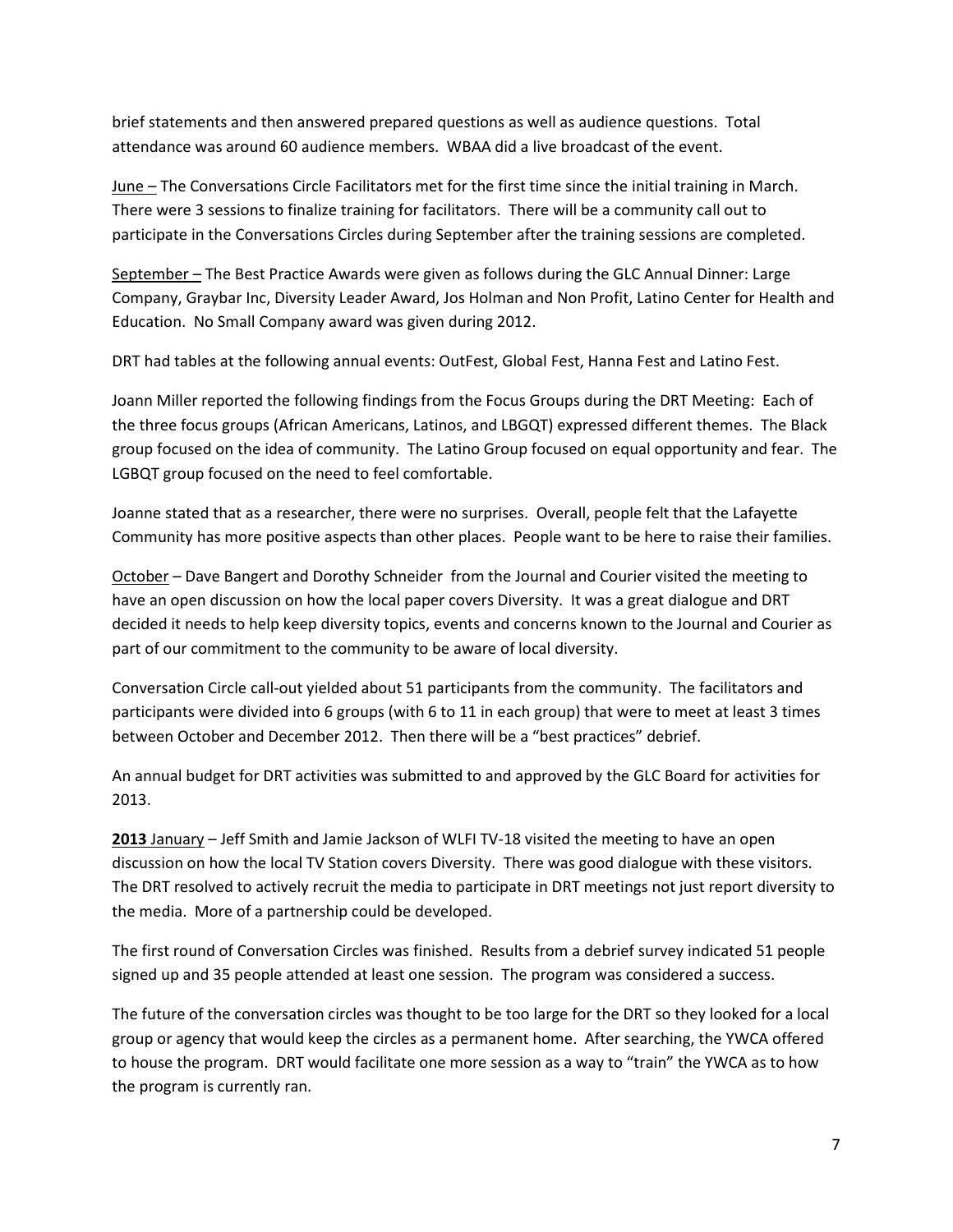brief statements and then answered prepared questions as well as audience questions. Total attendance was around 60 audience members. WBAA did a live broadcast of the event.

<u>June –</u> The Conversations Circle Facilitators met for the first time since the initial training in March. There were 3 sessions to finalize training for facilitators. There will be a community call out to participate in the Conversations Circles during September after the training sessions are completed.

<u>September –</u> The Best Practice Awards were given as follows during the GLC Annual Dinner: Large Company, Graybar Inc, Diversity Leader Award, Jos Holman and Non Profit, Latino Center for Health and Education. No Small Company award was given during 2012.

DRT had tables at the following annual events: OutFest, Global Fest, Hanna Fest and Latino Fest.

Joann Miller reported the following findings from the Focus Groups during the DRT Meeting: Each of the three focus groups (African Americans, Latinos, and LBGQT) expressed different themes. The Black group focused on the idea of community. The Latino Group focused on equal opportunity and fear. The LGBQT group focused on the need to feel comfortable.

Joanne stated that as a researcher, there were no surprises. Overall, people felt that the Lafayette Community has more positive aspects than other places. People want to be here to raise their families.

<u>October</u> – Dave Bangert and Dorothy Schneider from the Journal and Courier visited the meeting to have an open discussion on how the local paper covers Diversity. It was a great dialogue and DRT decided it needs to help keep diversity topics, events and concerns known to the Journal and Courier as part of our commitment to the community to be aware of local diversity.

Conversation Circle call-out yielded about 51 participants from the community. The facilitators and participants were divided into 6 groups (with 6 to 11 in each group) that were to meet at least 3 times between October and December 2012. Then there will be a "best practices" debrief.

An annual budget for DRT activities was submitted to and approved by the GLC Board for activities for 2013.

**<u>2013</u>** <u>January</u> – Jeff Smith and Jamie Jackson of WLFI TV-18 visited the meeting to have an open discussion on how the local TV Station covers Diversity. There was good dialogue with these visitors. The DRT resolved to actively recruit the media to participate in DRT meetings not just report diversity to the media. More of a partnership could be developed.

The first round of Conversation Circles was finished. Results from a debrief survey indicated 51 people signed up and 35 people attended at least one session. The program was considered a success.

The future of the conversation circles was thought to be too large for the DRT so they looked for a local group or agency that would keep the circles as a permanent home. After searching, the YWCA offered to house the program. DRT would facilitate one more session as a way to "train" the YWCA as to how the program is currently ran.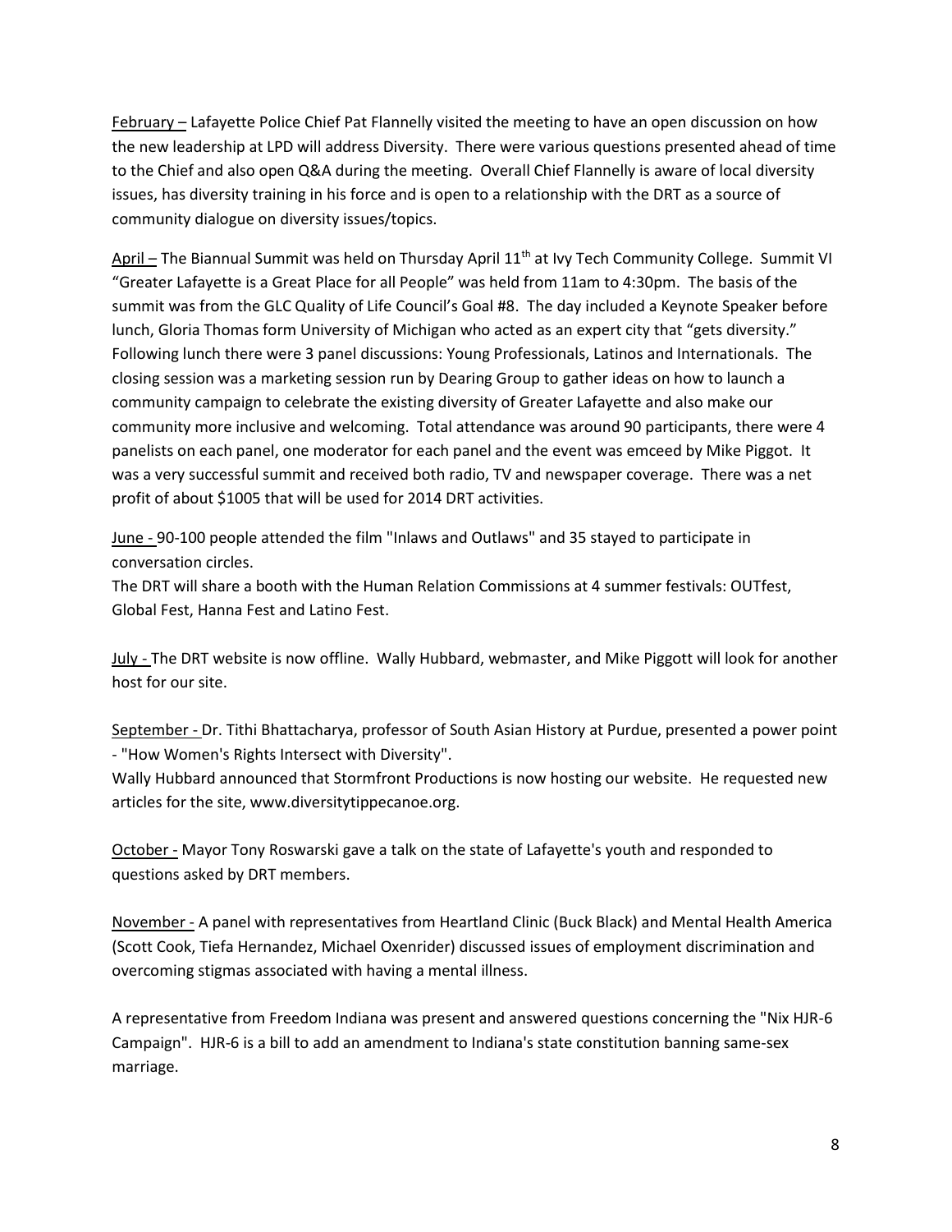February – Lafayette Police Chief Pat Flannelly visited the meeting to have an open discussion on how the new leadership at LPD will address Diversity. There were various questions presented ahead of time to the Chief and also open Q&A during the meeting. Overall Chief Flannelly is aware of local diversity issues, has diversity training in his force and is open to a relationship with the DRT as a source of community dialogue on diversity issues/topics.

April – The Biannual Summit was held on Thursday April 11th at Ivy Tech Community College. Summit VI "Greater Lafayette is a Great Place for all People" was held from 11am to 4:30pm. The basis of the summit was from the GLC Quality of Life Council's Goal #8. The day included a Keynote Speaker before lunch, Gloria Thomas form University of Michigan who acted as an expert city that "gets diversity." Following lunch there were 3 panel discussions: Young Professionals, Latinos and Internationals. The closing session was a marketing session run by Dearing Group to gather ideas on how to launch a community campaign to celebrate the existing diversity of Greater Lafayette and also make our community more inclusive and welcoming. Total attendance was around 90 participants, there were 4 panelists on each panel, one moderator for each panel and the event was emceed by Mike Piggot. It was a very successful summit and received both radio, TV and newspaper coverage. There was a net profit of about $1005 that will be used for 2014 DRT activities.

June - 90-100 people attended the film "Inlaws and Outlaws" and 35 stayed to participate in conversation circles.
The DRT will share a booth with the Human Relation Commissions at 4 summer festivals: OUTfest, Global Fest, Hanna Fest and Latino Fest.

July - The DRT website is now offline. Wally Hubbard, webmaster, and Mike Piggott will look for another host for our site.

September - Dr. Tithi Bhattacharya, professor of South Asian History at Purdue, presented a power point - "How Women's Rights Intersect with Diversity".
Wally Hubbard announced that Stormfront Productions is now hosting our website. He requested new articles for the site, www.diversitytippecanoe.org.

October - Mayor Tony Roswarski gave a talk on the state of Lafayette's youth and responded to questions asked by DRT members.

November - A panel with representatives from Heartland Clinic (Buck Black) and Mental Health America (Scott Cook, Tiefa Hernandez, Michael Oxenrider) discussed issues of employment discrimination and overcoming stigmas associated with having a mental illness.

A representative from Freedom Indiana was present and answered questions concerning the "Nix HJR-6 Campaign". HJR-6 is a bill to add an amendment to Indiana's state constitution banning same-sex marriage.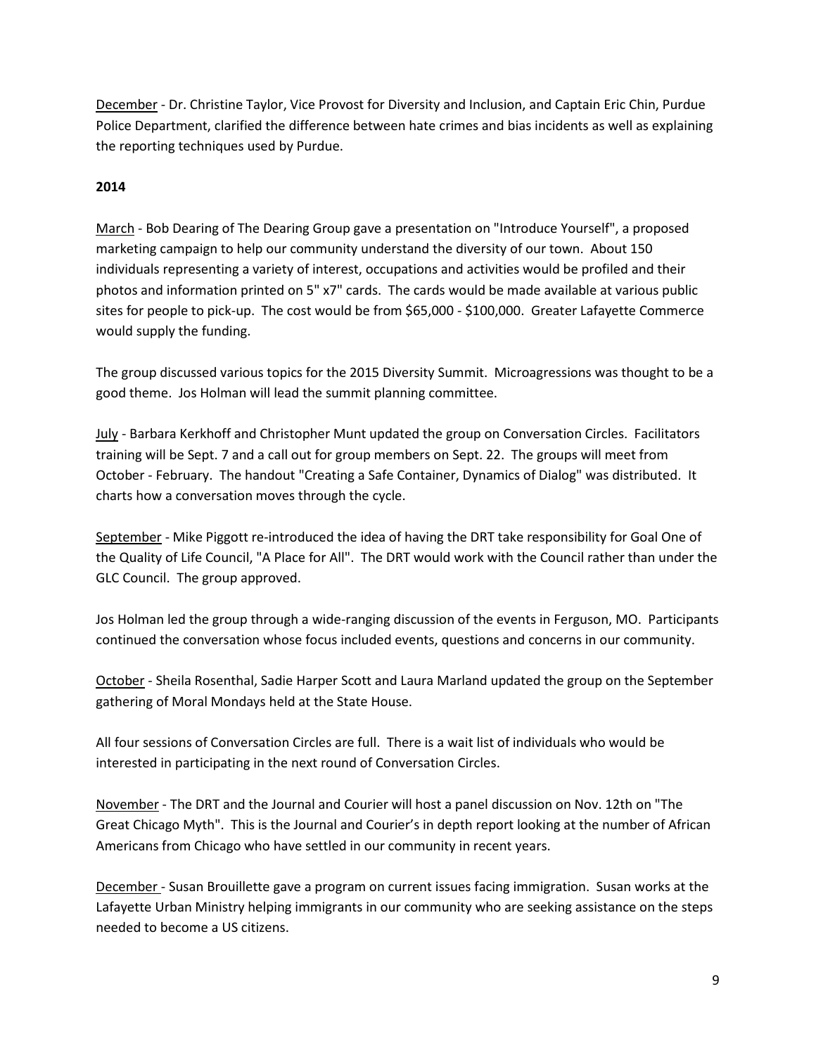<u>December</u> - Dr. Christine Taylor, Vice Provost for Diversity and Inclusion, and Captain Eric Chin, Purdue Police Department, clarified the difference between hate crimes and bias incidents as well as explaining the reporting techniques used by Purdue.

**2014**

<u>March</u> - Bob Dearing of The Dearing Group gave a presentation on "Introduce Yourself", a proposed marketing campaign to help our community understand the diversity of our town. About 150 individuals representing a variety of interest, occupations and activities would be profiled and their photos and information printed on 5" x7" cards. The cards would be made available at various public sites for people to pick-up. The cost would be from $65,000 - $100,000. Greater Lafayette Commerce would supply the funding.

The group discussed various topics for the 2015 Diversity Summit. Microagressions was thought to be a good theme. Jos Holman will lead the summit planning committee.

<u>July</u> - Barbara Kerkhoff and Christopher Munt updated the group on Conversation Circles. Facilitators training will be Sept. 7 and a call out for group members on Sept. 22. The groups will meet from October - February. The handout "Creating a Safe Container, Dynamics of Dialog" was distributed. It charts how a conversation moves through the cycle.

<u>September</u> - Mike Piggott re-introduced the idea of having the DRT take responsibility for Goal One of the Quality of Life Council, "A Place for All". The DRT would work with the Council rather than under the GLC Council. The group approved.

Jos Holman led the group through a wide-ranging discussion of the events in Ferguson, MO. Participants continued the conversation whose focus included events, questions and concerns in our community.

<u>October</u> - Sheila Rosenthal, Sadie Harper Scott and Laura Marland updated the group on the September gathering of Moral Mondays held at the State House.

All four sessions of Conversation Circles are full. There is a wait list of individuals who would be interested in participating in the next round of Conversation Circles.

<u>November</u> - The DRT and the Journal and Courier will host a panel discussion on Nov. 12th on "The Great Chicago Myth". This is the Journal and Courier's in depth report looking at the number of African Americans from Chicago who have settled in our community in recent years.

<u>December</u> - Susan Brouillette gave a program on current issues facing immigration. Susan works at the Lafayette Urban Ministry helping immigrants in our community who are seeking assistance on the steps needed to become a US citizens.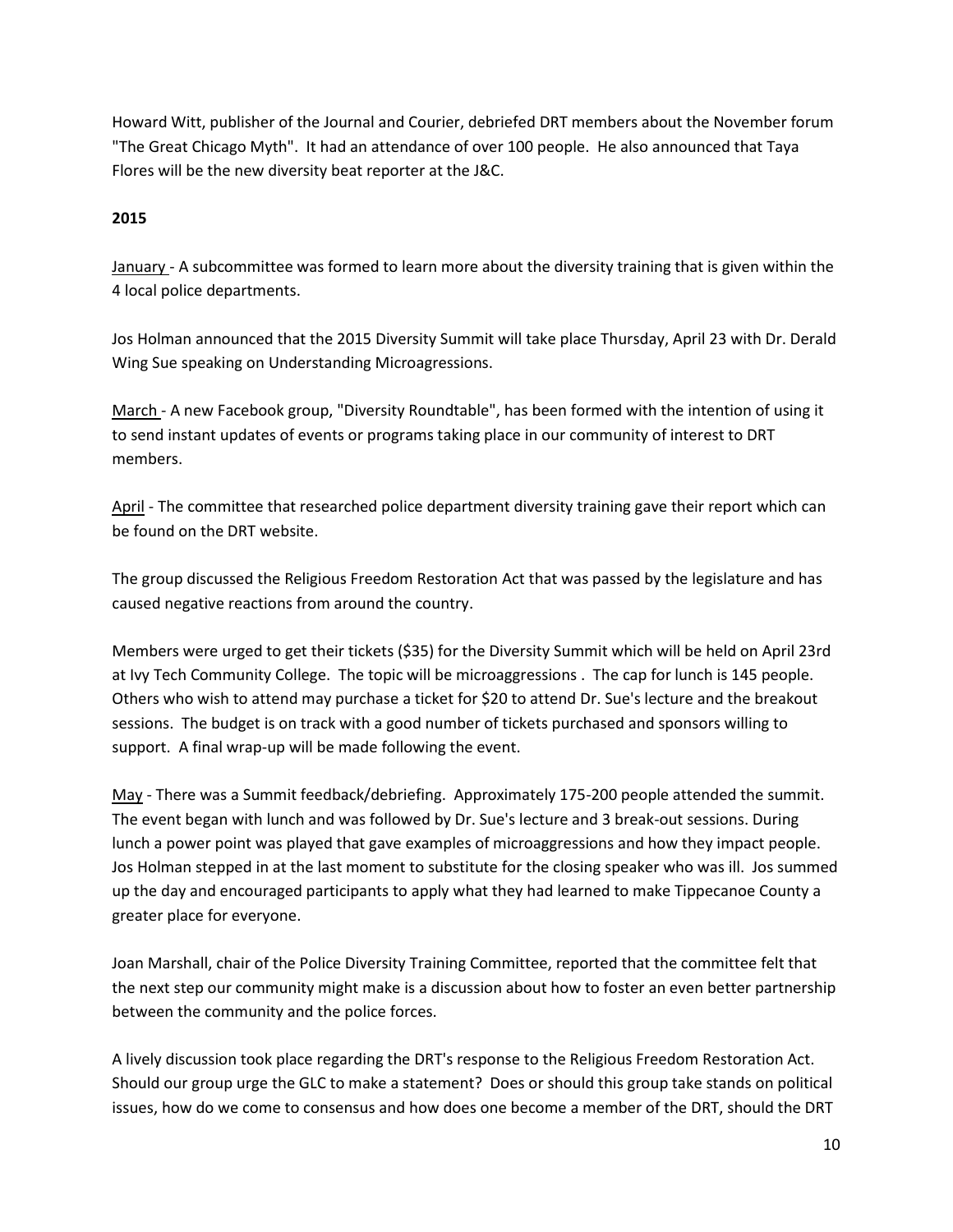Howard Witt, publisher of the Journal and Courier, debriefed DRT members about the November forum "The Great Chicago Myth". It had an attendance of over 100 people. He also announced that Taya Flores will be the new diversity beat reporter at the J&C.

**2015**

<u>January</u> - A subcommittee was formed to learn more about the diversity training that is given within the 4 local police departments.

Jos Holman announced that the 2015 Diversity Summit will take place Thursday, April 23 with Dr. Derald Wing Sue speaking on Understanding Microagressions.

<u>March</u> - A new Facebook group, "Diversity Roundtable", has been formed with the intention of using it to send instant updates of events or programs taking place in our community of interest to DRT members.

<u>April</u> - The committee that researched police department diversity training gave their report which can be found on the DRT website.

The group discussed the Religious Freedom Restoration Act that was passed by the legislature and has caused negative reactions from around the country.

Members were urged to get their tickets ($35) for the Diversity Summit which will be held on April 23rd at Ivy Tech Community College. The topic will be microaggressions . The cap for lunch is 145 people. Others who wish to attend may purchase a ticket for $20 to attend Dr. Sue's lecture and the breakout sessions. The budget is on track with a good number of tickets purchased and sponsors willing to support. A final wrap-up will be made following the event.

<u>May</u> - There was a Summit feedback/debriefing. Approximately 175-200 people attended the summit. The event began with lunch and was followed by Dr. Sue's lecture and 3 break-out sessions. During lunch a power point was played that gave examples of microaggressions and how they impact people. Jos Holman stepped in at the last moment to substitute for the closing speaker who was ill. Jos summed up the day and encouraged participants to apply what they had learned to make Tippecanoe County a greater place for everyone.

Joan Marshall, chair of the Police Diversity Training Committee, reported that the committee felt that the next step our community might make is a discussion about how to foster an even better partnership between the community and the police forces.

A lively discussion took place regarding the DRT's response to the Religious Freedom Restoration Act. Should our group urge the GLC to make a statement? Does or should this group take stands on political issues, how do we come to consensus and how does one become a member of the DRT, should the DRT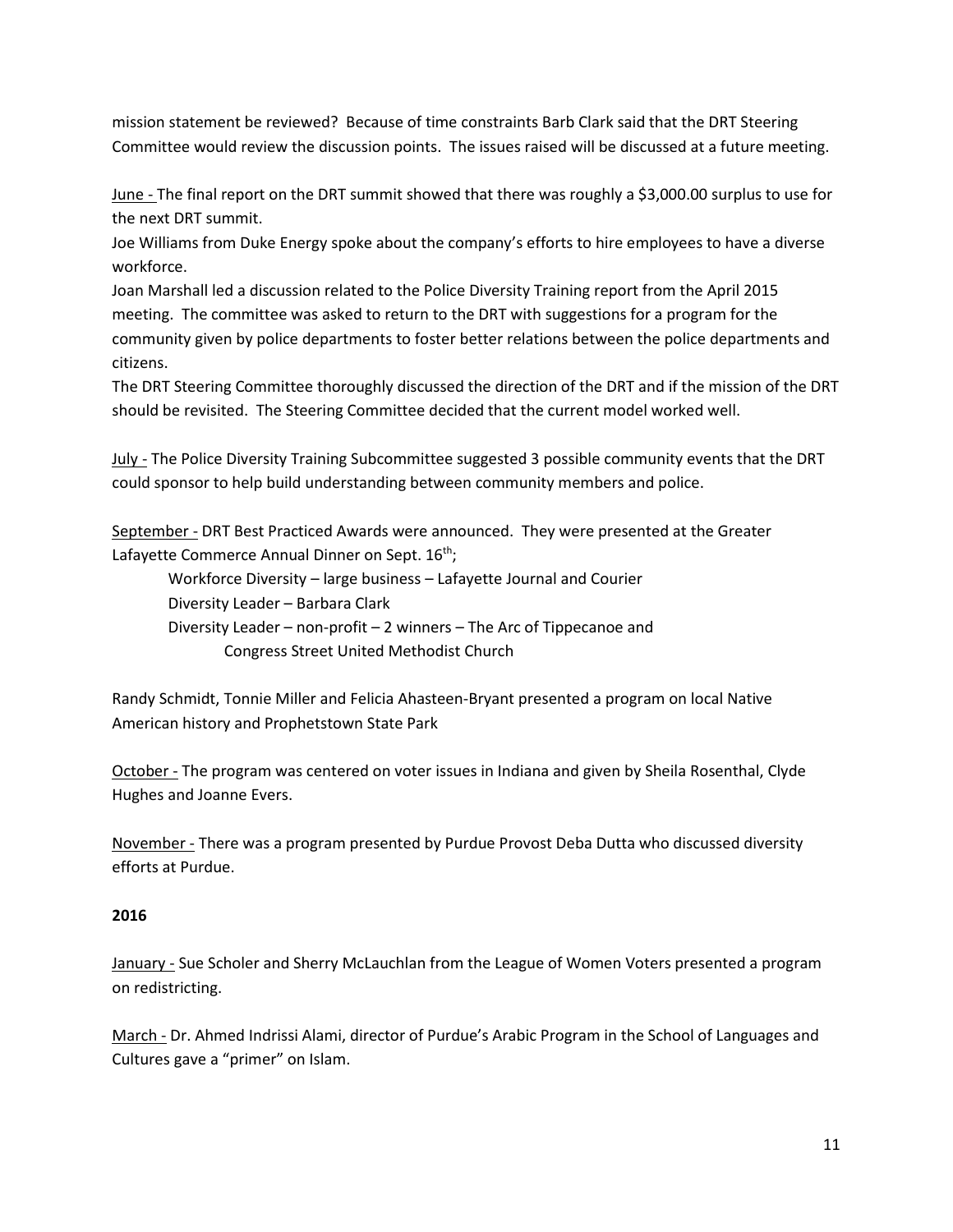mission statement be reviewed? Because of time constraints Barb Clark said that the DRT Steering Committee would review the discussion points. The issues raised will be discussed at a future meeting.

<u>June -</u> The final report on the DRT summit showed that there was roughly a $3,000.00 surplus to use for the next DRT summit.
Joe Williams from Duke Energy spoke about the company's efforts to hire employees to have a diverse workforce.
Joan Marshall led a discussion related to the Police Diversity Training report from the April 2015 meeting. The committee was asked to return to the DRT with suggestions for a program for the community given by police departments to foster better relations between the police departments and citizens.
The DRT Steering Committee thoroughly discussed the direction of the DRT and if the mission of the DRT should be revisited. The Steering Committee decided that the current model worked well.

<u>July -</u> The Police Diversity Training Subcommittee suggested 3 possible community events that the DRT could sponsor to help build understanding between community members and police.

<u>September -</u> DRT Best Practiced Awards were announced. They were presented at the Greater Lafayette Commerce Annual Dinner on Sept. 16th;

- Workforce Diversity – large business – Lafayette Journal and Courier
- Diversity Leader – Barbara Clark
- Diversity Leader – non-profit – 2 winners – The Arc of Tippecanoe and Congress Street United Methodist Church

Randy Schmidt, Tonnie Miller and Felicia Ahasteen-Bryant presented a program on local Native American history and Prophetstown State Park

<u>October -</u> The program was centered on voter issues in Indiana and given by Sheila Rosenthal, Clyde Hughes and Joanne Evers.

<u>November -</u> There was a program presented by Purdue Provost Deba Dutta who discussed diversity efforts at Purdue.

**2016**

<u>January -</u> Sue Scholer and Sherry McLauchlan from the League of Women Voters presented a program on redistricting.

<u>March -</u> Dr. Ahmed Indrissi Alami, director of Purdue's Arabic Program in the School of Languages and Cultures gave a "primer" on Islam.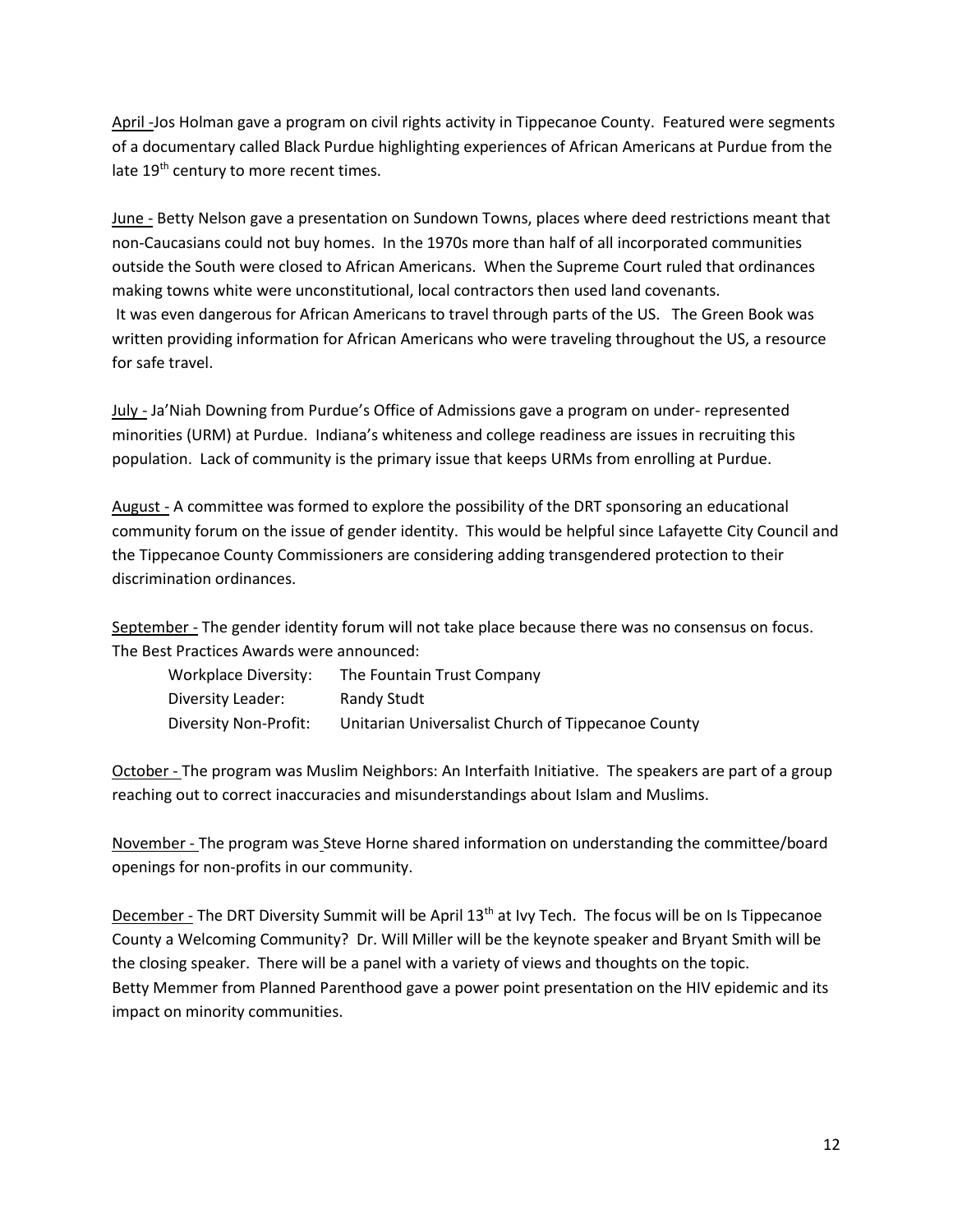April -Jos Holman gave a program on civil rights activity in Tippecanoe County. Featured were segments of a documentary called Black Purdue highlighting experiences of African Americans at Purdue from the late 19th century to more recent times.

June - Betty Nelson gave a presentation on Sundown Towns, places where deed restrictions meant that non-Caucasians could not buy homes. In the 1970s more than half of all incorporated communities outside the South were closed to African Americans. When the Supreme Court ruled that ordinances making towns white were unconstitutional, local contractors then used land covenants.
It was even dangerous for African Americans to travel through parts of the US. The Green Book was written providing information for African Americans who were traveling throughout the US, a resource for safe travel.

July - Ja'Niah Downing from Purdue's Office of Admissions gave a program on under- represented minorities (URM) at Purdue. Indiana's whiteness and college readiness are issues in recruiting this population. Lack of community is the primary issue that keeps URMs from enrolling at Purdue.

August - A committee was formed to explore the possibility of the DRT sponsoring an educational community forum on the issue of gender identity. This would be helpful since Lafayette City Council and the Tippecanoe County Commissioners are considering adding transgendered protection to their discrimination ordinances.

September - The gender identity forum will not take place because there was no consensus on focus. The Best Practices Awards were announced:

| | |
|---|---|
| Workplace Diversity: | The Fountain Trust Company |
| Diversity Leader: | Randy Studt |
| Diversity Non-Profit: | Unitarian Universalist Church of Tippecanoe County |

October - The program was Muslim Neighbors: An Interfaith Initiative. The speakers are part of a group reaching out to correct inaccuracies and misunderstandings about Islam and Muslims.

November - The program was Steve Horne shared information on understanding the committee/board openings for non-profits in our community.

December - The DRT Diversity Summit will be April 13th at Ivy Tech. The focus will be on Is Tippecanoe County a Welcoming Community? Dr. Will Miller will be the keynote speaker and Bryant Smith will be the closing speaker. There will be a panel with a variety of views and thoughts on the topic.
Betty Memmer from Planned Parenthood gave a power point presentation on the HIV epidemic and its impact on minority communities.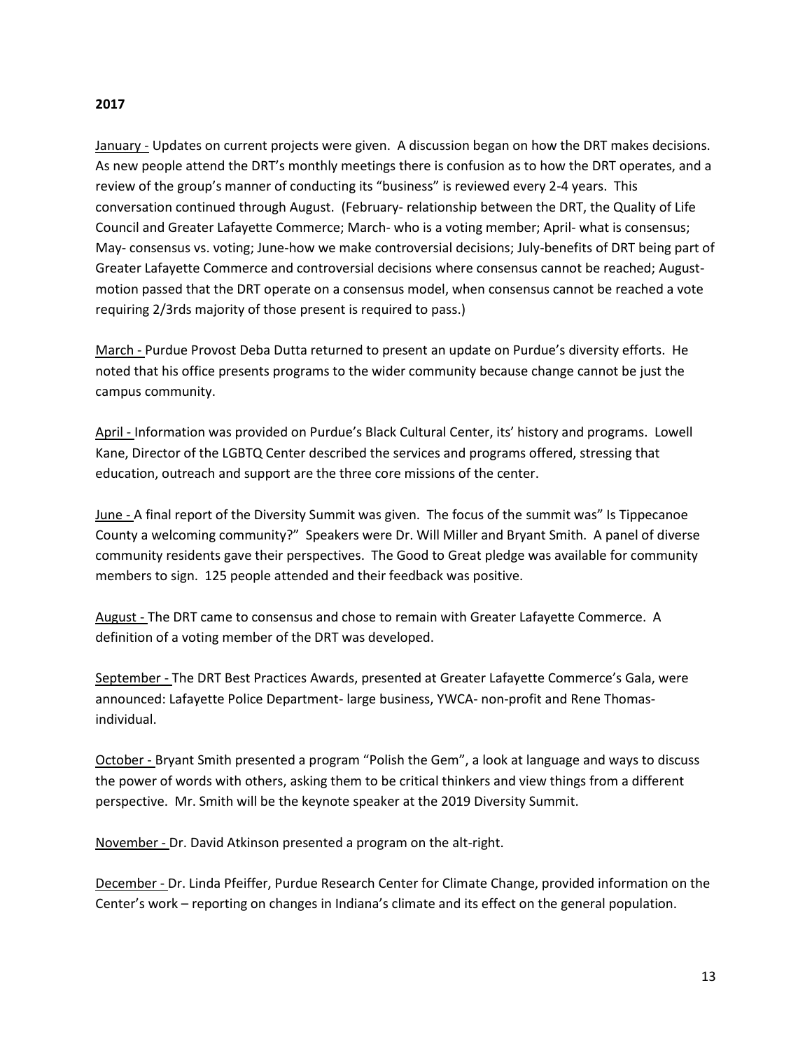**2017**

January - Updates on current projects were given. A discussion began on how the DRT makes decisions. As new people attend the DRT's monthly meetings there is confusion as to how the DRT operates, and a review of the group's manner of conducting its "business" is reviewed every 2-4 years. This conversation continued through August. (February- relationship between the DRT, the Quality of Life Council and Greater Lafayette Commerce; March- who is a voting member; April- what is consensus; May- consensus vs. voting; June-how we make controversial decisions; July-benefits of DRT being part of Greater Lafayette Commerce and controversial decisions where consensus cannot be reached; August- motion passed that the DRT operate on a consensus model, when consensus cannot be reached a vote requiring 2/3rds majority of those present is required to pass.)

March - Purdue Provost Deba Dutta returned to present an update on Purdue's diversity efforts. He noted that his office presents programs to the wider community because change cannot be just the campus community.

April - Information was provided on Purdue's Black Cultural Center, its' history and programs. Lowell Kane, Director of the LGBTQ Center described the services and programs offered, stressing that education, outreach and support are the three core missions of the center.

June - A final report of the Diversity Summit was given. The focus of the summit was" Is Tippecanoe County a welcoming community?" Speakers were Dr. Will Miller and Bryant Smith. A panel of diverse community residents gave their perspectives. The Good to Great pledge was available for community members to sign. 125 people attended and their feedback was positive.

August - The DRT came to consensus and chose to remain with Greater Lafayette Commerce. A definition of a voting member of the DRT was developed.

September - The DRT Best Practices Awards, presented at Greater Lafayette Commerce's Gala, were announced: Lafayette Police Department- large business, YWCA- non-profit and Rene Thomas- individual.

October - Bryant Smith presented a program "Polish the Gem", a look at language and ways to discuss the power of words with others, asking them to be critical thinkers and view things from a different perspective. Mr. Smith will be the keynote speaker at the 2019 Diversity Summit.

November - Dr. David Atkinson presented a program on the alt-right.

December - Dr. Linda Pfeiffer, Purdue Research Center for Climate Change, provided information on the Center's work – reporting on changes in Indiana's climate and its effect on the general population.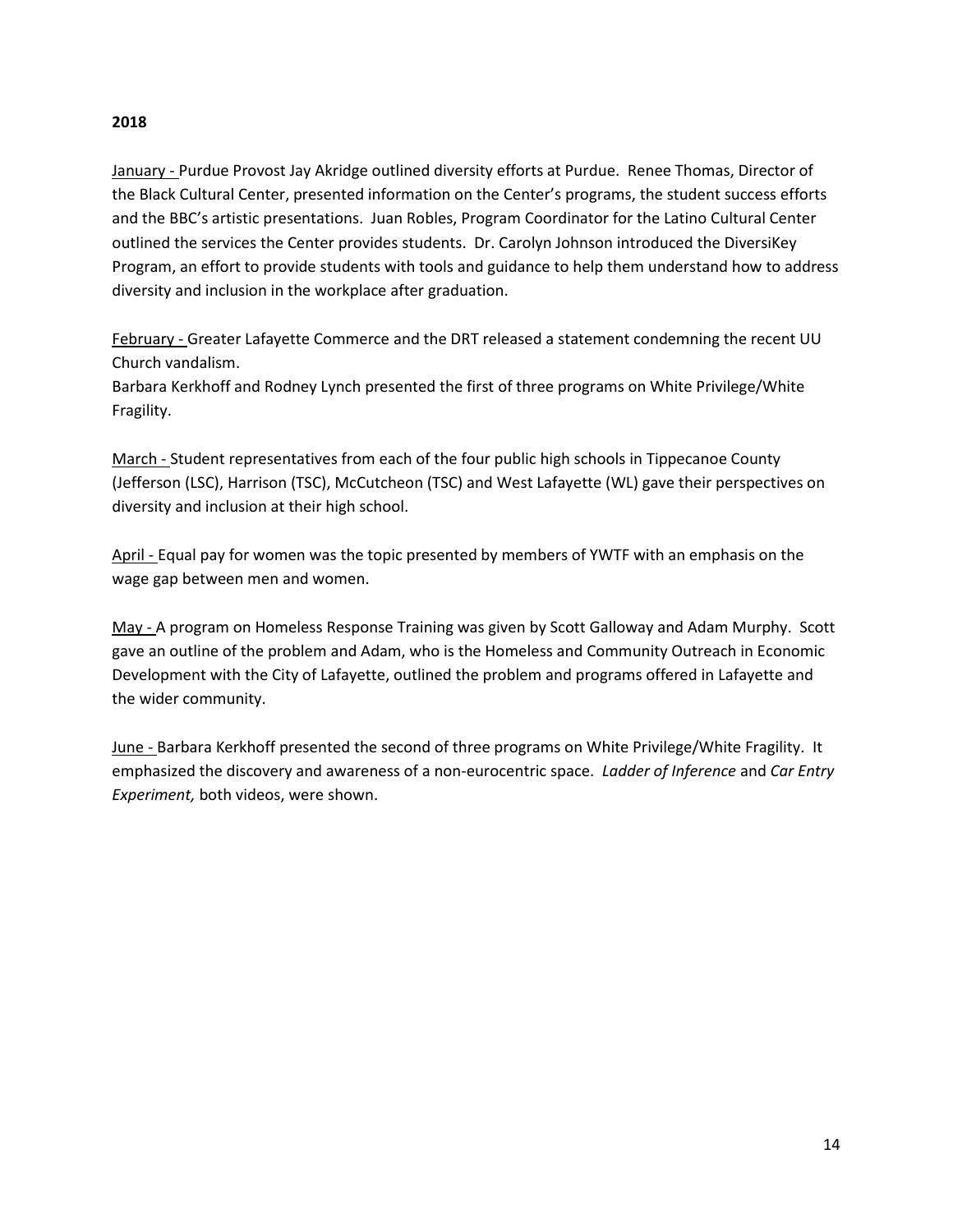**2018**

January - Purdue Provost Jay Akridge outlined diversity efforts at Purdue. Renee Thomas, Director of the Black Cultural Center, presented information on the Center's programs, the student success efforts and the BBC's artistic presentations. Juan Robles, Program Coordinator for the Latino Cultural Center outlined the services the Center provides students. Dr. Carolyn Johnson introduced the DiversiKey Program, an effort to provide students with tools and guidance to help them understand how to address diversity and inclusion in the workplace after graduation.

February - Greater Lafayette Commerce and the DRT released a statement condemning the recent UU Church vandalism.
Barbara Kerkhoff and Rodney Lynch presented the first of three programs on White Privilege/White Fragility.

March - Student representatives from each of the four public high schools in Tippecanoe County (Jefferson (LSC), Harrison (TSC), McCutcheon (TSC) and West Lafayette (WL) gave their perspectives on diversity and inclusion at their high school.

April - Equal pay for women was the topic presented by members of YWTF with an emphasis on the wage gap between men and women.

May - A program on Homeless Response Training was given by Scott Galloway and Adam Murphy. Scott gave an outline of the problem and Adam, who is the Homeless and Community Outreach in Economic Development with the City of Lafayette, outlined the problem and programs offered in Lafayette and the wider community.

June - Barbara Kerkhoff presented the second of three programs on White Privilege/White Fragility. It emphasized the discovery and awareness of a non-eurocentric space. *Ladder of Inference* and *Car Entry Experiment,* both videos, were shown.